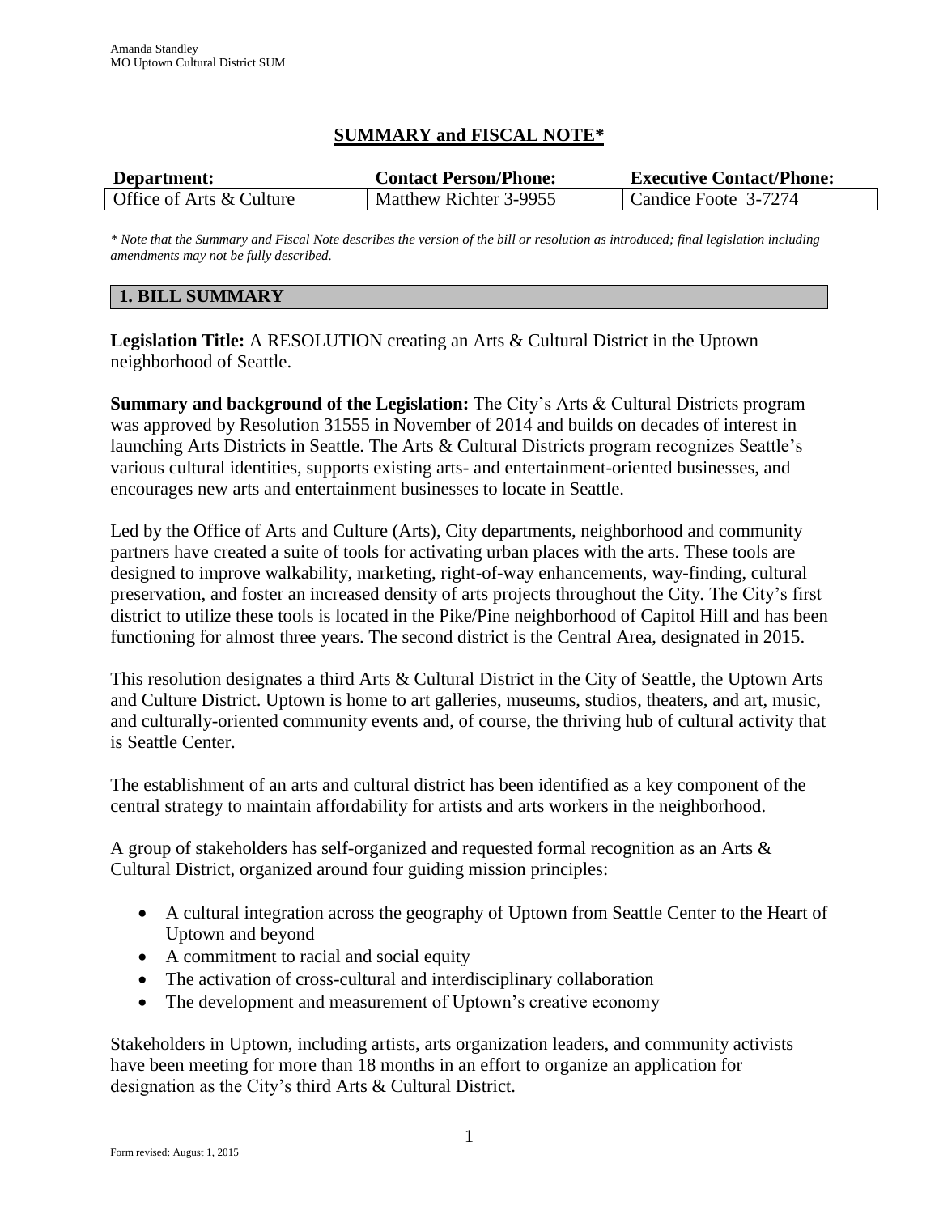## SUMMARY and FISCAL NOTE*

| Department: | Contact Person/Phone: | Executive Contact/Phone: |
| --- | --- | --- |
| Office of Arts & Culture | Matthew Richter 3-9955 | Candice Foote 3-7274 |

*\* Note that the Summary and Fiscal Note describes the version of the bill or resolution as introduced; final legislation including amendments may not be fully described.*

### 1. BILL SUMMARY

**Legislation Title:** A RESOLUTION creating an Arts & Cultural District in the Uptown neighborhood of Seattle.

**Summary and background of the Legislation:** The City's Arts & Cultural Districts program was approved by Resolution 31555 in November of 2014 and builds on decades of interest in launching Arts Districts in Seattle. The Arts & Cultural Districts program recognizes Seattle's various cultural identities, supports existing arts- and entertainment-oriented businesses, and encourages new arts and entertainment businesses to locate in Seattle.

Led by the Office of Arts and Culture (Arts), City departments, neighborhood and community partners have created a suite of tools for activating urban places with the arts. These tools are designed to improve walkability, marketing, right-of-way enhancements, way-finding, cultural preservation, and foster an increased density of arts projects throughout the City. The City's first district to utilize these tools is located in the Pike/Pine neighborhood of Capitol Hill and has been functioning for almost three years. The second district is the Central Area, designated in 2015.

This resolution designates a third Arts & Cultural District in the City of Seattle, the Uptown Arts and Culture District. Uptown is home to art galleries, museums, studios, theaters, and art, music, and culturally-oriented community events and, of course, the thriving hub of cultural activity that is Seattle Center.

The establishment of an arts and cultural district has been identified as a key component of the central strategy to maintain affordability for artists and arts workers in the neighborhood.

A group of stakeholders has self-organized and requested formal recognition as an Arts & Cultural District, organized around four guiding mission principles:

- A cultural integration across the geography of Uptown from Seattle Center to the Heart of Uptown and beyond
- A commitment to racial and social equity
- The activation of cross-cultural and interdisciplinary collaboration
- The development and measurement of Uptown's creative economy

Stakeholders in Uptown, including artists, arts organization leaders, and community activists have been meeting for more than 18 months in an effort to organize an application for designation as the City's third Arts & Cultural District.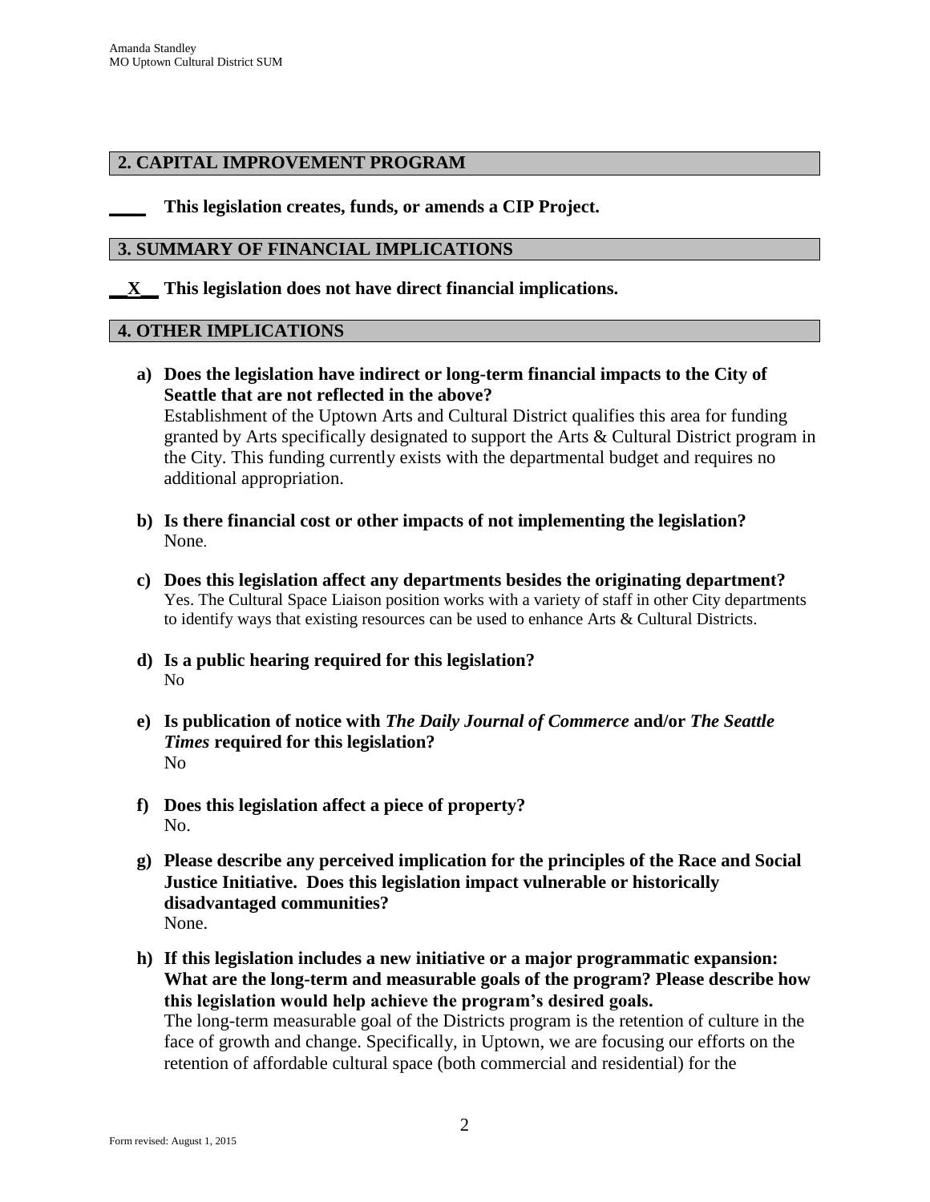## 2. CAPITAL IMPROVEMENT PROGRAM

**____ This legislation creates, funds, or amends a CIP Project.**

## 3. SUMMARY OF FINANCIAL IMPLICATIONS

**__X__ This legislation does not have direct financial implications.**

## 4. OTHER IMPLICATIONS

a) **Does the legislation have indirect or long-term financial impacts to the City of Seattle that are not reflected in the above?**
   Establishment of the Uptown Arts and Cultural District qualifies this area for funding granted by Arts specifically designated to support the Arts & Cultural District program in the City. This funding currently exists with the departmental budget and requires no additional appropriation.

b) **Is there financial cost or other impacts of not implementing the legislation?**
   None.

c) **Does this legislation affect any departments besides the originating department?**
   Yes. The Cultural Space Liaison position works with a variety of staff in other City departments to identify ways that existing resources can be used to enhance Arts & Cultural Districts.

d) **Is a public hearing required for this legislation?**
   No

e) **Is publication of notice with *The Daily Journal of Commerce* and/or *The Seattle Times* required for this legislation?**
   No

f) **Does this legislation affect a piece of property?**
   No.

g) **Please describe any perceived implication for the principles of the Race and Social Justice Initiative. Does this legislation impact vulnerable or historically disadvantaged communities?**
   None.

h) **If this legislation includes a new initiative or a major programmatic expansion: What are the long-term and measurable goals of the program? Please describe how this legislation would help achieve the program's desired goals.**
   The long-term measurable goal of the Districts program is the retention of culture in the face of growth and change. Specifically, in Uptown, we are focusing our efforts on the retention of affordable cultural space (both commercial and residential) for the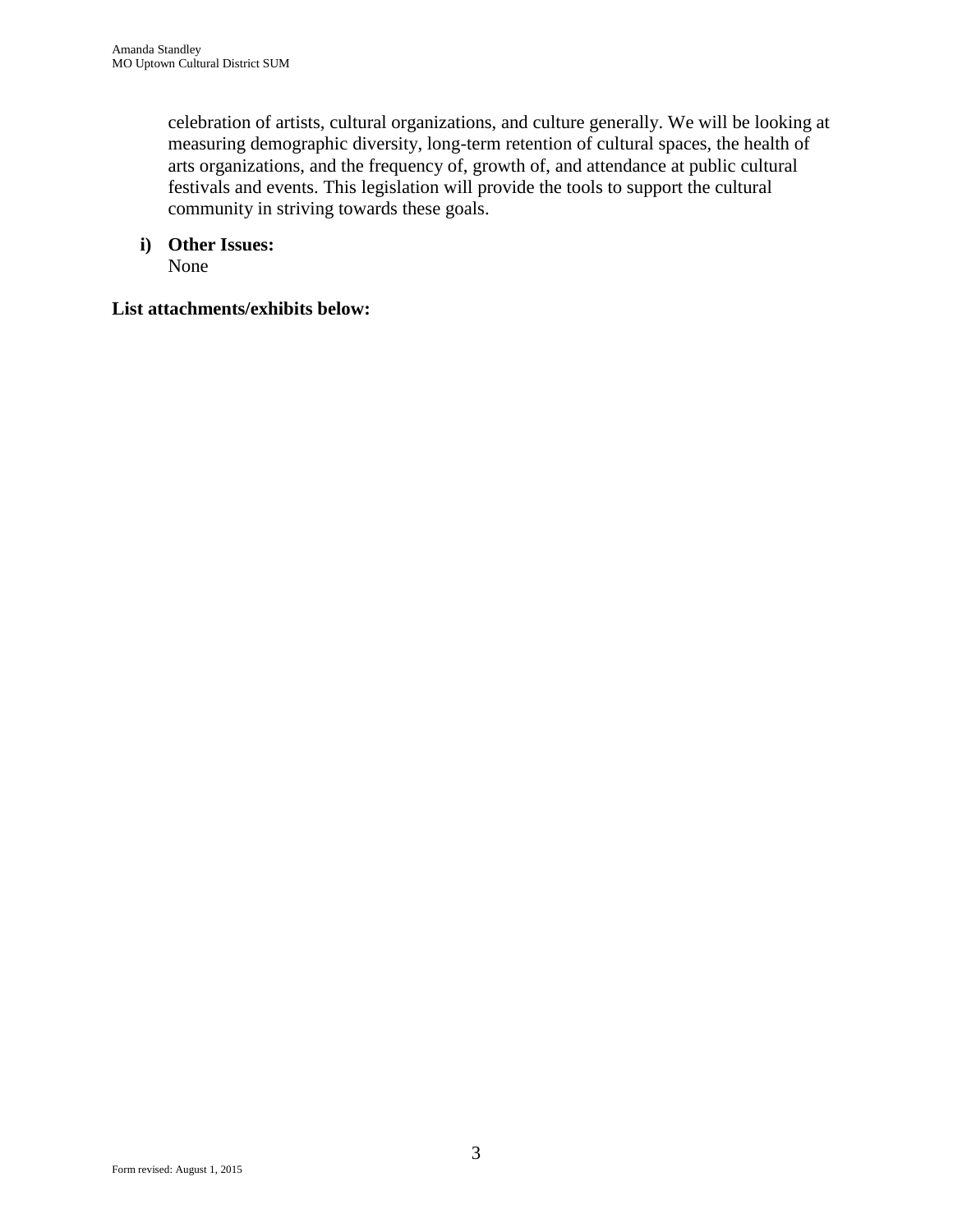celebration of artists, cultural organizations, and culture generally. We will be looking at measuring demographic diversity, long-term retention of cultural spaces, the health of arts organizations, and the frequency of, growth of, and attendance at public cultural festivals and events. This legislation will provide the tools to support the cultural community in striving towards these goals.

**i) Other Issues:**
None

**List attachments/exhibits below:**